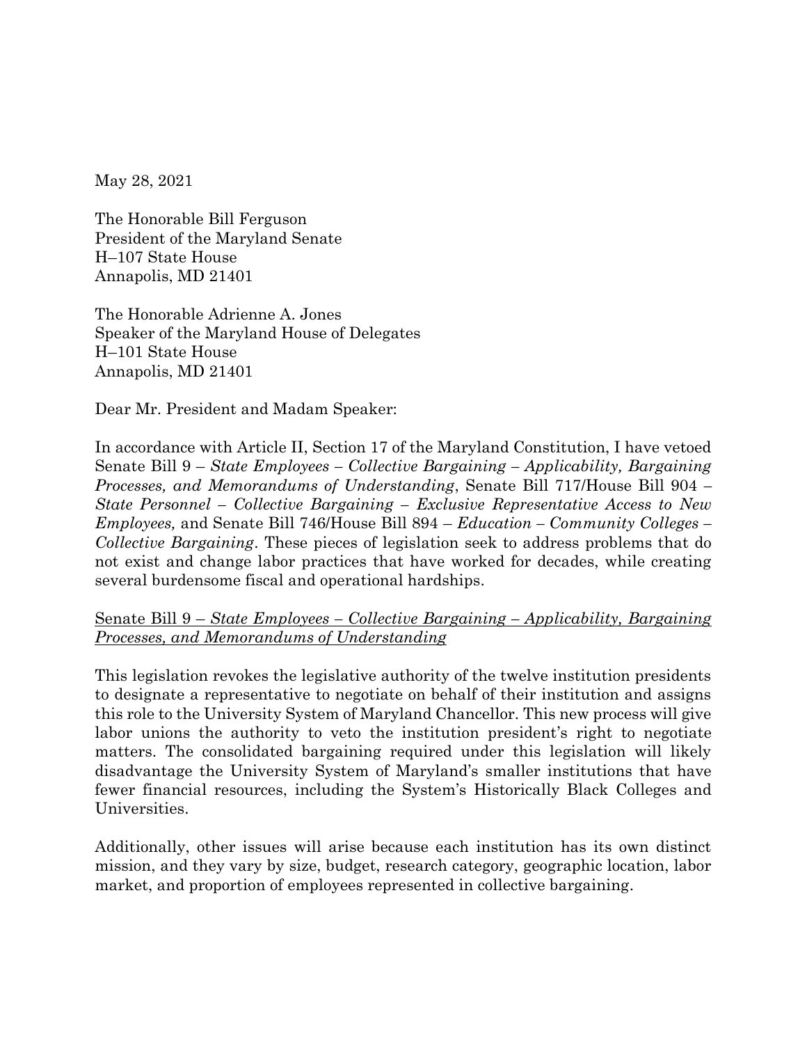May 28, 2021

The Honorable Bill Ferguson
President of the Maryland Senate
H–107 State House
Annapolis, MD 21401

The Honorable Adrienne A. Jones
Speaker of the Maryland House of Delegates
H–101 State House
Annapolis, MD 21401

Dear Mr. President and Madam Speaker:

In accordance with Article II, Section 17 of the Maryland Constitution, I have vetoed Senate Bill 9 – *State Employees – Collective Bargaining – Applicability, Bargaining Processes, and Memorandums of Understanding*, Senate Bill 717/House Bill 904 – *State Personnel – Collective Bargaining – Exclusive Representative Access to New Employees,* and Senate Bill 746/House Bill 894 – *Education – Community Colleges – Collective Bargaining*. These pieces of legislation seek to address problems that do not exist and change labor practices that have worked for decades, while creating several burdensome fiscal and operational hardships.

<u>Senate Bill 9 – *State Employees – Collective Bargaining – Applicability, Bargaining Processes, and Memorandums of Understanding*</u>

This legislation revokes the legislative authority of the twelve institution presidents to designate a representative to negotiate on behalf of their institution and assigns this role to the University System of Maryland Chancellor. This new process will give labor unions the authority to veto the institution president's right to negotiate matters. The consolidated bargaining required under this legislation will likely disadvantage the University System of Maryland's smaller institutions that have fewer financial resources, including the System's Historically Black Colleges and Universities.

Additionally, other issues will arise because each institution has its own distinct mission, and they vary by size, budget, research category, geographic location, labor market, and proportion of employees represented in collective bargaining.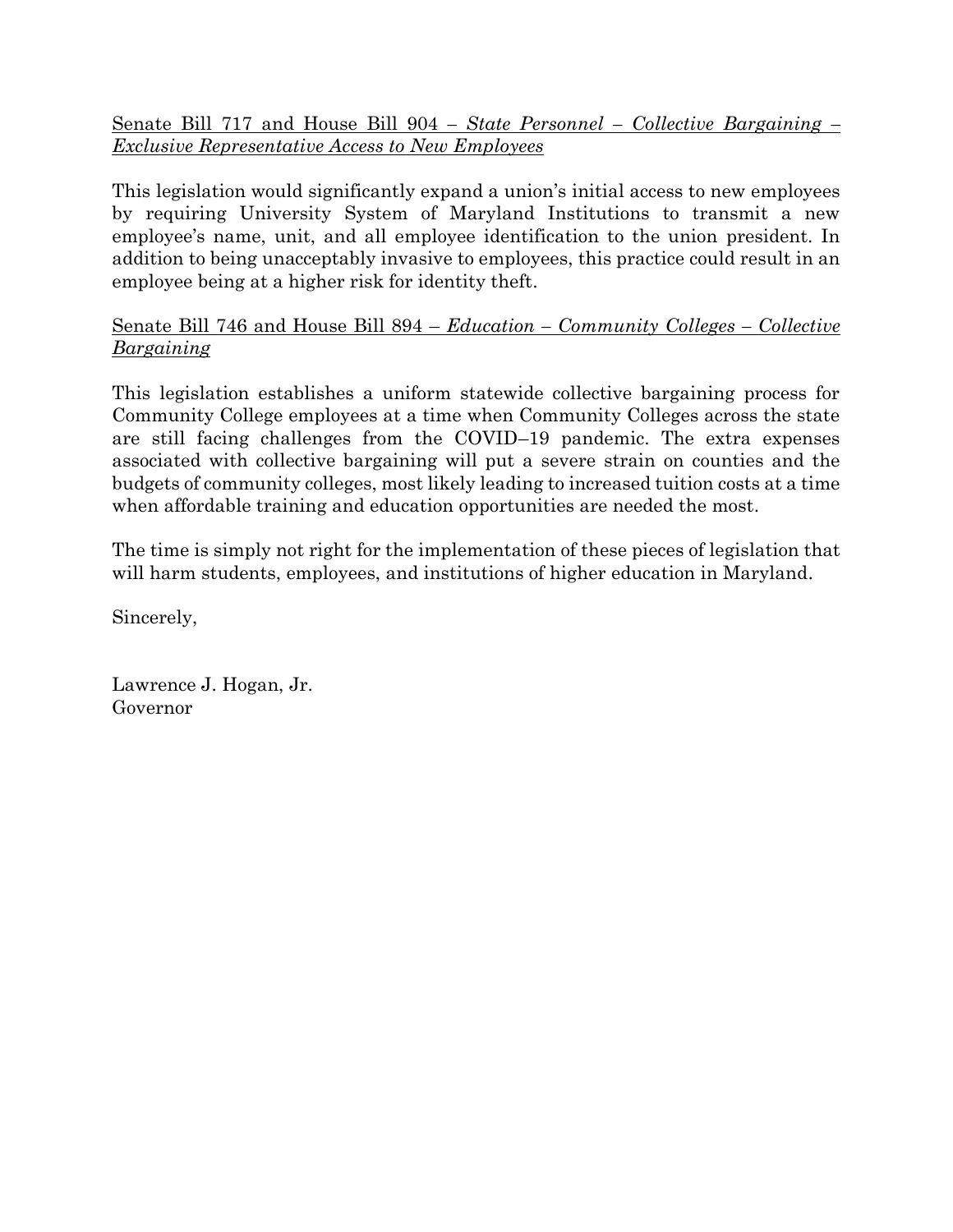<u>Senate Bill 717 and House Bill 904 – *State Personnel – Collective Bargaining – Exclusive Representative Access to New Employees*</u>

This legislation would significantly expand a union's initial access to new employees by requiring University System of Maryland Institutions to transmit a new employee's name, unit, and all employee identification to the union president. In addition to being unacceptably invasive to employees, this practice could result in an employee being at a higher risk for identity theft.

<u>Senate Bill 746 and House Bill 894 – *Education – Community Colleges – Collective Bargaining*</u>

This legislation establishes a uniform statewide collective bargaining process for Community College employees at a time when Community Colleges across the state are still facing challenges from the COVID–19 pandemic. The extra expenses associated with collective bargaining will put a severe strain on counties and the budgets of community colleges, most likely leading to increased tuition costs at a time when affordable training and education opportunities are needed the most.

The time is simply not right for the implementation of these pieces of legislation that will harm students, employees, and institutions of higher education in Maryland.

Sincerely,

Lawrence J. Hogan, Jr.
Governor